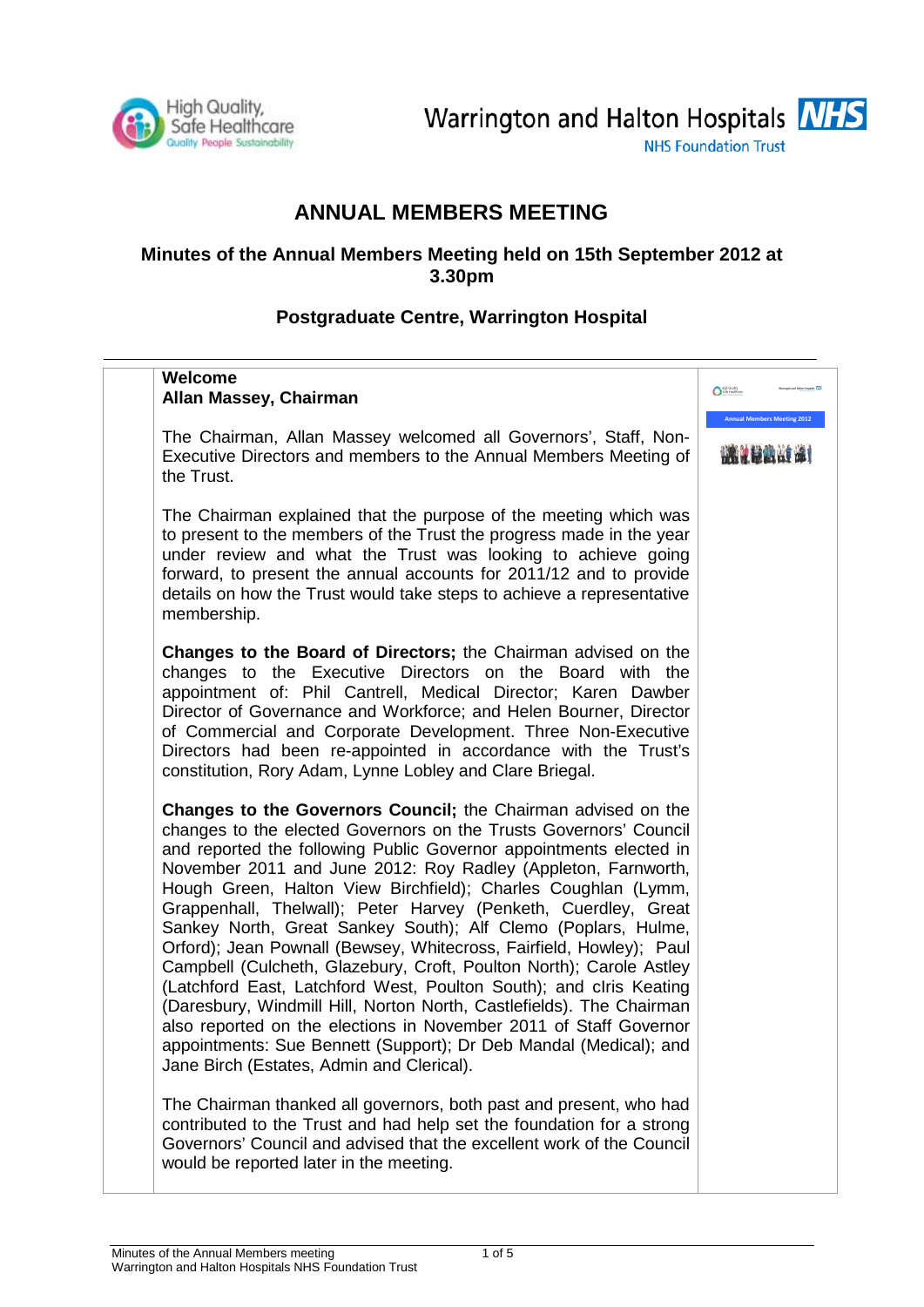# ANNUAL MEMBERS MEETING

## Minutes of the Annual Members Meeting held on 15th September 2012 at 3.30pm

## Postgraduate Centre, Warrington Hospital

**Welcome**
**Allan Massey, Chairman**

The Chairman, Allan Massey welcomed all Governors', Staff, Non-Executive Directors and members to the Annual Members Meeting of the Trust.

The Chairman explained that the purpose of the meeting which was to present to the members of the Trust the progress made in the year under review and what the Trust was looking to achieve going forward, to present the annual accounts for 2011/12 and to provide details on how the Trust would take steps to achieve a representative membership.

**Changes to the Board of Directors;** the Chairman advised on the changes to the Executive Directors on the Board with the appointment of: Phil Cantrell, Medical Director; Karen Dawber Director of Governance and Workforce; and Helen Bourner, Director of Commercial and Corporate Development. Three Non-Executive Directors had been re-appointed in accordance with the Trust's constitution, Rory Adam, Lynne Lobley and Clare Briegal.

**Changes to the Governors Council;** the Chairman advised on the changes to the elected Governors on the Trusts Governors' Council and reported the following Public Governor appointments elected in November 2011 and June 2012: Roy Radley (Appleton, Farnworth, Hough Green, Halton View Birchfield); Charles Coughlan (Lymm, Grappenhall, Thelwall); Peter Harvey (Penketh, Cuerdley, Great Sankey North, Great Sankey South); Alf Clemo (Poplars, Hulme, Orford); Jean Pownall (Bewsey, Whitecross, Fairfield, Howley); Paul Campbell (Culcheth, Glazebury, Croft, Poulton North); Carole Astley (Latchford East, Latchford West, Poulton South); and clris Keating (Daresbury, Windmill Hill, Norton North, Castlefields). The Chairman also reported on the elections in November 2011 of Staff Governor appointments: Sue Bennett (Support); Dr Deb Mandal (Medical); and Jane Birch (Estates, Admin and Clerical).

The Chairman thanked all governors, both past and present, who had contributed to the Trust and had help set the foundation for a strong Governors' Council and advised that the excellent work of the Council would be reported later in the meeting.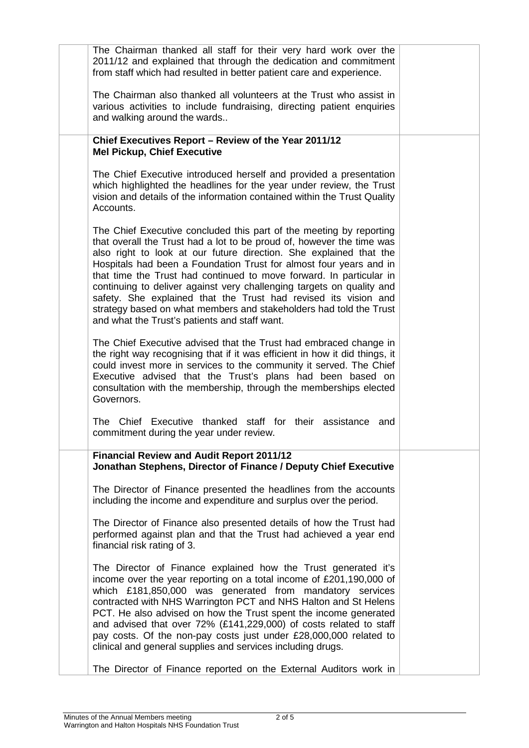The Chairman thanked all staff for their very hard work over the 2011/12 and explained that through the dedication and commitment from staff which had resulted in better patient care and experience.

The Chairman also thanked all volunteers at the Trust who assist in various activities to include fundraising, directing patient enquiries and walking around the wards..

**Chief Executives Report – Review of the Year 2011/12**
**Mel Pickup, Chief Executive**

The Chief Executive introduced herself and provided a presentation which highlighted the headlines for the year under review, the Trust vision and details of the information contained within the Trust Quality Accounts.

The Chief Executive concluded this part of the meeting by reporting that overall the Trust had a lot to be proud of, however the time was also right to look at our future direction. She explained that the Hospitals had been a Foundation Trust for almost four years and in that time the Trust had continued to move forward. In particular in continuing to deliver against very challenging targets on quality and safety. She explained that the Trust had revised its vision and strategy based on what members and stakeholders had told the Trust and what the Trust's patients and staff want.

The Chief Executive advised that the Trust had embraced change in the right way recognising that if it was efficient in how it did things, it could invest more in services to the community it served. The Chief Executive advised that the Trust's plans had been based on consultation with the membership, through the memberships elected Governors.

The Chief Executive thanked staff for their assistance and commitment during the year under review.

**Financial Review and Audit Report 2011/12**
**Jonathan Stephens, Director of Finance / Deputy Chief Executive**

The Director of Finance presented the headlines from the accounts including the income and expenditure and surplus over the period.

The Director of Finance also presented details of how the Trust had performed against plan and that the Trust had achieved a year end financial risk rating of 3.

The Director of Finance explained how the Trust generated it's income over the year reporting on a total income of £201,190,000 of which £181,850,000 was generated from mandatory services contracted with NHS Warrington PCT and NHS Halton and St Helens PCT. He also advised on how the Trust spent the income generated and advised that over 72% (£141,229,000) of costs related to staff pay costs. Of the non-pay costs just under £28,000,000 related to clinical and general supplies and services including drugs.

The Director of Finance reported on the External Auditors work in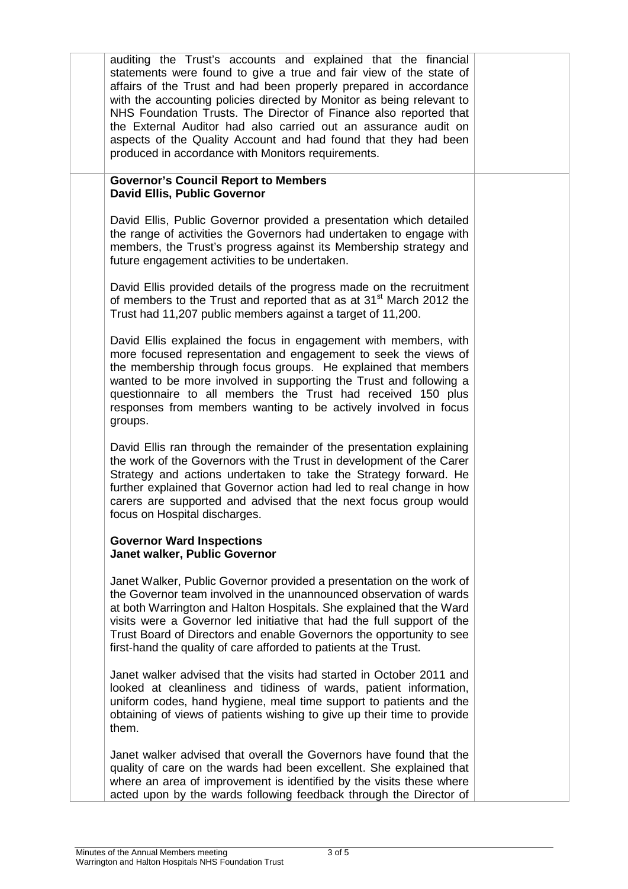auditing the Trust's accounts and explained that the financial statements were found to give a true and fair view of the state of affairs of the Trust and had been properly prepared in accordance with the accounting policies directed by Monitor as being relevant to NHS Foundation Trusts. The Director of Finance also reported that the External Auditor had also carried out an assurance audit on aspects of the Quality Account and had found that they had been produced in accordance with Monitors requirements.

**Governor's Council Report to Members**
**David Ellis, Public Governor**

David Ellis, Public Governor provided a presentation which detailed the range of activities the Governors had undertaken to engage with members, the Trust's progress against its Membership strategy and future engagement activities to be undertaken.

David Ellis provided details of the progress made on the recruitment of members to the Trust and reported that as at 31st March 2012 the Trust had 11,207 public members against a target of 11,200.

David Ellis explained the focus in engagement with members, with more focused representation and engagement to seek the views of the membership through focus groups. He explained that members wanted to be more involved in supporting the Trust and following a questionnaire to all members the Trust had received 150 plus responses from members wanting to be actively involved in focus groups.

David Ellis ran through the remainder of the presentation explaining the work of the Governors with the Trust in development of the Carer Strategy and actions undertaken to take the Strategy forward. He further explained that Governor action had led to real change in how carers are supported and advised that the next focus group would focus on Hospital discharges.

**Governor Ward Inspections**
**Janet walker, Public Governor**

Janet Walker, Public Governor provided a presentation on the work of the Governor team involved in the unannounced observation of wards at both Warrington and Halton Hospitals. She explained that the Ward visits were a Governor led initiative that had the full support of the Trust Board of Directors and enable Governors the opportunity to see first-hand the quality of care afforded to patients at the Trust.

Janet walker advised that the visits had started in October 2011 and looked at cleanliness and tidiness of wards, patient information, uniform codes, hand hygiene, meal time support to patients and the obtaining of views of patients wishing to give up their time to provide them.

Janet walker advised that overall the Governors have found that the quality of care on the wards had been excellent. She explained that where an area of improvement is identified by the visits these where acted upon by the wards following feedback through the Director of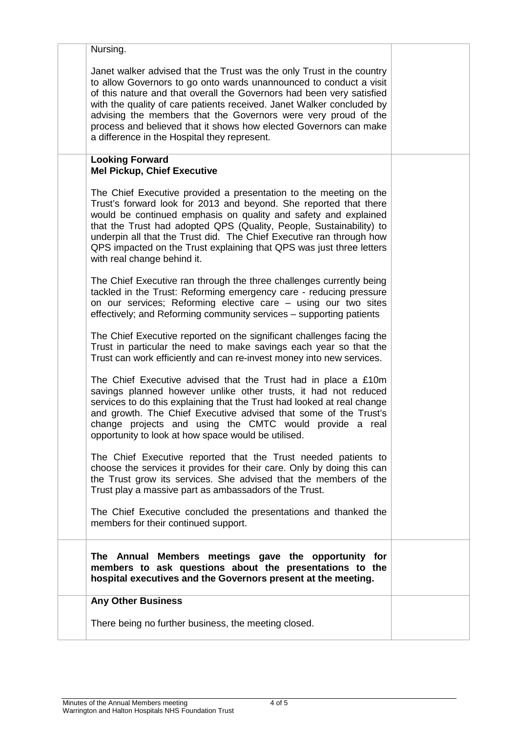Nursing.

Janet walker advised that the Trust was the only Trust in the country to allow Governors to go onto wards unannounced to conduct a visit of this nature and that overall the Governors had been very satisfied with the quality of care patients received. Janet Walker concluded by advising the members that the Governors were very proud of the process and believed that it shows how elected Governors can make a difference in the Hospital they represent.

**Looking Forward**
**Mel Pickup, Chief Executive**

The Chief Executive provided a presentation to the meeting on the Trust's forward look for 2013 and beyond. She reported that there would be continued emphasis on quality and safety and explained that the Trust had adopted QPS (Quality, People, Sustainability) to underpin all that the Trust did. The Chief Executive ran through how QPS impacted on the Trust explaining that QPS was just three letters with real change behind it.

The Chief Executive ran through the three challenges currently being tackled in the Trust: Reforming emergency care - reducing pressure on our services; Reforming elective care – using our two sites effectively; and Reforming community services – supporting patients

The Chief Executive reported on the significant challenges facing the Trust in particular the need to make savings each year so that the Trust can work efficiently and can re-invest money into new services.

The Chief Executive advised that the Trust had in place a £10m savings planned however unlike other trusts, it had not reduced services to do this explaining that the Trust had looked at real change and growth. The Chief Executive advised that some of the Trust's change projects and using the CMTC would provide a real opportunity to look at how space would be utilised.

The Chief Executive reported that the Trust needed patients to choose the services it provides for their care. Only by doing this can the Trust grow its services. She advised that the members of the Trust play a massive part as ambassadors of the Trust.

The Chief Executive concluded the presentations and thanked the members for their continued support.

**The Annual Members meetings gave the opportunity for members to ask questions about the presentations to the hospital executives and the Governors present at the meeting.**

**Any Other Business**

There being no further business, the meeting closed.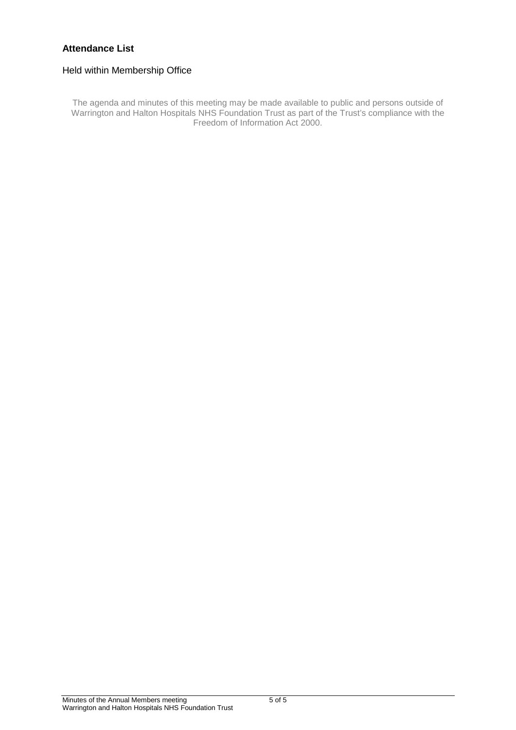**Attendance List**

Held within Membership Office

The agenda and minutes of this meeting may be made available to public and persons outside of Warrington and Halton Hospitals NHS Foundation Trust as part of the Trust's compliance with the Freedom of Information Act 2000.